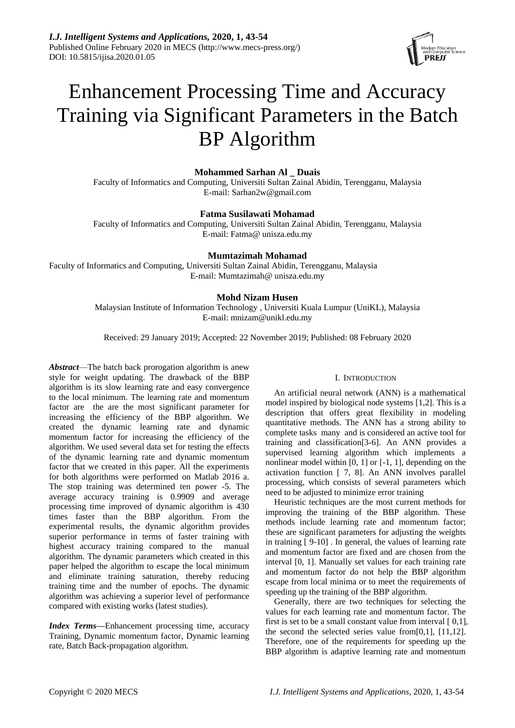# Enhancement Processing Time and Accuracy Training via Significant Parameters in the Batch BP Algorithm

**Mohammed Sarhan Al _ Duais**
Faculty of Informatics and Computing, Universiti Sultan Zainal Abidin, Terengganu, Malaysia
E-mail: Sarhan2w@gmail.com

**Fatma Susilawati Mohamad**
Faculty of Informatics and Computing, Universiti Sultan Zainal Abidin, Terengganu, Malaysia
E-mail: Fatma@ unisza.edu.my

**Mumtazimah Mohamad**
Faculty of Informatics and Computing, Universiti Sultan Zainal Abidin, Terengganu, Malaysia
E-mail: Mumtazimah@ unisza.edu.my

**Mohd Nizam Husen**
Malaysian Institute of Information Technology , Universiti Kuala Lumpur (UniKL), Malaysia
E-mail: mnizam@unikl.edu.my

Received: 29 January 2019; Accepted: 22 November 2019; Published: 08 February 2020

***Abstract***—The batch back prorogation algorithm is anew style for weight updating. The drawback of the BBP algorithm is its slow learning rate and easy convergence to the local minimum. The learning rate and momentum factor are the are the most significant parameter for increasing the efficiency of the BBP algorithm. We created the dynamic learning rate and dynamic momentum factor for increasing the efficiency of the algorithm. We used several data set for testing the effects of the dynamic learning rate and dynamic momentum factor that we created in this paper. All the experiments for both algorithms were performed on Matlab 2016 a. The stop training was determined ten power -5. The average accuracy training is 0.9909 and average processing time improved of dynamic algorithm is 430 times faster than the BBP algorithm. From the experimental results, the dynamic algorithm provides superior performance in terms of faster training with highest accuracy training compared to the manual algorithm. The dynamic parameters which created in this paper helped the algorithm to escape the local minimum and eliminate training saturation, thereby reducing training time and the number of epochs. The dynamic algorithm was achieving a superior level of performance compared with existing works (latest studies).

***Index Terms***—Enhancement processing time, accuracy Training, Dynamic momentum factor, Dynamic learning rate, Batch Back-propagation algorithm.

## I. INTRODUCTION

An artificial neural network (ANN) is a mathematical model inspired by biological node systems [1,2]. This is a description that offers great flexibility in modeling quantitative methods. The ANN has a strong ability to complete tasks many and is considered an active tool for training and classification[3-6]. An ANN provides a supervised learning algorithm which implements a nonlinear model within [0, 1] or [-1, 1], depending on the activation function [ 7, 8]. An ANN involves parallel processing, which consists of several parameters which need to be adjusted to minimize error training

Heuristic techniques are the most current methods for improving the training of the BBP algorithm. These methods include learning rate and momentum factor; these are significant parameters for adjusting the weights in training [ 9-10] . In general, the values of learning rate and momentum factor are fixed and are chosen from the interval [0, 1]. Manually set values for each training rate and momentum factor do not help the BBP algorithm escape from local minima or to meet the requirements of speeding up the training of the BBP algorithm.

Generally, there are two techniques for selecting the values for each learning rate and momentum factor. The first is set to be a small constant value from interval [ 0,1], the second the selected series value from[0,1], [11,12]. Therefore, one of the requirements for speeding up the BBP algorithm is adaptive learning rate and momentum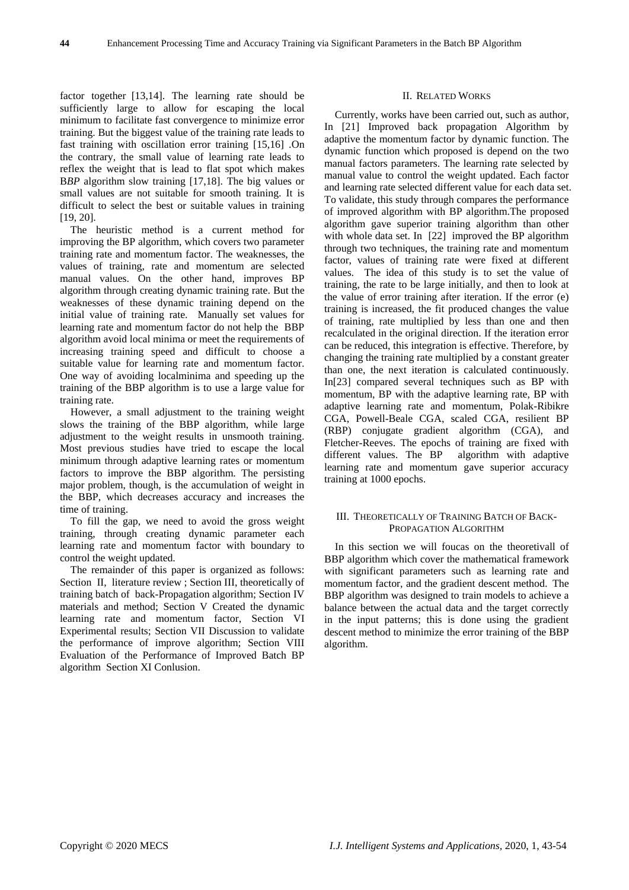factor together [13,14]. The learning rate should be sufficiently large to allow for escaping the local minimum to facilitate fast convergence to minimize error training. But the biggest value of the training rate leads to fast training with oscillation error training [15,16] .On the contrary, the small value of learning rate leads to reflex the weight that is lead to flat spot which makes B*BP* algorithm slow training [17,18]. The big values or small values are not suitable for smooth training. It is difficult to select the best or suitable values in training [19, 20].

The heuristic method is a current method for improving the BP algorithm, which covers two parameter training rate and momentum factor. The weaknesses, the values of training, rate and momentum are selected manual values. On the other hand, improves BP algorithm through creating dynamic training rate. But the weaknesses of these dynamic training depend on the initial value of training rate. Manually set values for learning rate and momentum factor do not help the BBP algorithm avoid local minima or meet the requirements of increasing training speed and difficult to choose a suitable value for learning rate and momentum factor. One way of avoiding localminima and speeding up the training of the BBP algorithm is to use a large value for training rate.

However, a small adjustment to the training weight slows the training of the BBP algorithm, while large adjustment to the weight results in unsmooth training. Most previous studies have tried to escape the local minimum through adaptive learning rates or momentum factors to improve the BBP algorithm. The persisting major problem, though, is the accumulation of weight in the BBP, which decreases accuracy and increases the time of training.

To fill the gap, we need to avoid the gross weight training, through creating dynamic parameter each learning rate and momentum factor with boundary to control the weight updated.

The remainder of this paper is organized as follows: Section II, literature review ; Section III, theoretically of training batch of back-Propagation algorithm; Section IV materials and method; Section V Created the dynamic learning rate and momentum factor, Section VI Experimental results; Section VII Discussion to validate the performance of improve algorithm; Section VIII Evaluation of the Performance of Improved Batch BP algorithm Section XI Conlusion.

## II. Related Works

Currently, works have been carried out, such as author, In [21] Improved back propagation Algorithm by adaptive the momentum factor by dynamic function. The dynamic function which proposed is depend on the two manual factors parameters. The learning rate selected by manual value to control the weight updated. Each factor and learning rate selected different value for each data set. To validate, this study through compares the performance of improved algorithm with BP algorithm.The proposed algorithm gave superior training algorithm than other with whole data set. In [22] improved the BP algorithm through two techniques, the training rate and momentum factor, values of training rate were fixed at different values. The idea of this study is to set the value of training, the rate to be large initially, and then to look at the value of error training after iteration. If the error (e) training is increased, the fit produced changes the value of training, rate multiplied by less than one and then recalculated in the original direction. If the iteration error can be reduced, this integration is effective. Therefore, by changing the training rate multiplied by a constant greater than one, the next iteration is calculated continuously. In[23] compared several techniques such as BP with momentum, BP with the adaptive learning rate, BP with adaptive learning rate and momentum, Polak-Ribikre CGA, Powell-Beale CGA, scaled CGA, resilient BP (RBP) conjugate gradient algorithm (CGA), and Fletcher-Reeves. The epochs of training are fixed with different values. The BP algorithm with adaptive learning rate and momentum gave superior accuracy training at 1000 epochs.

## III. Theoretically of Training Batch of Back-Propagation Algorithm

In this section we will foucas on the theoretivall of BBP algorithm which cover the mathematical framework with significant parameters such as learning rate and momentum factor, and the gradient descent method. The BBP algorithm was designed to train models to achieve a balance between the actual data and the target correctly in the input patterns; this is done using the gradient descent method to minimize the error training of the BBP algorithm.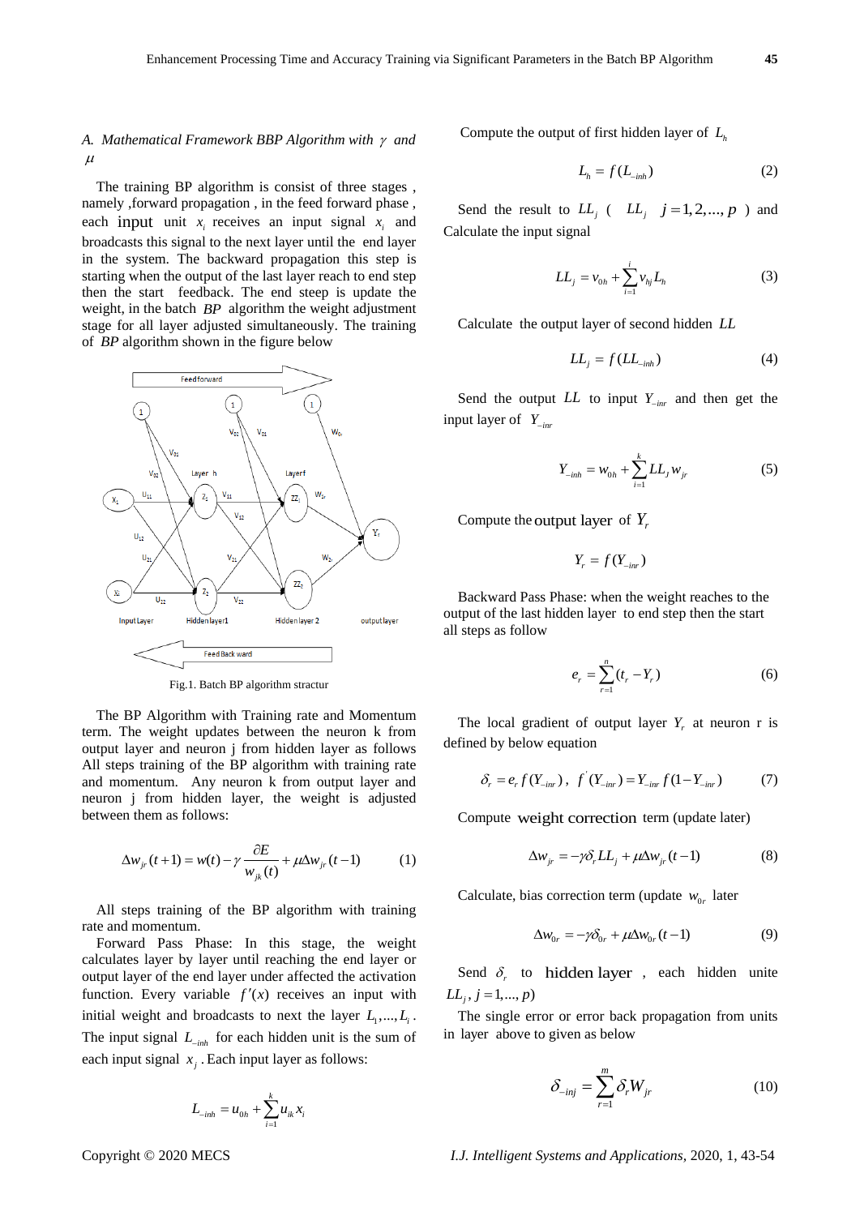### A. Mathematical Framework BBP Algorithm with $\gamma$ and $\mu$

The training BP algorithm is consist of three stages , namely ,forward propagation , in the feed forward phase , each input unit $x_i$ receives an input signal $x_i$ and broadcasts this signal to the next layer until the end layer in the system. The backward propagation this step is starting when the output of the last layer reach to end step then the start feedback. The end steep is update the weight, in the batch *BP* algorithm the weight adjustment stage for all layer adjusted simultaneously. The training of *BP* algorithm shown in the figure below

Fig.1. Batch BP algorithm stractur

The BP Algorithm with Training rate and Momentum term. The weight updates between the neuron k from output layer and neuron j from hidden layer as follows All steps training of the BP algorithm with training rate and momentum. Any neuron k from output layer and neuron j from hidden layer, the weight is adjusted between them as follows:

$$\Delta w_{jr}(t+1) = w(t) - \gamma \frac{\partial E}{w_{jk}(t)} + \mu \Delta w_{jr}(t-1) \tag{1}$$

All steps training of the BP algorithm with training rate and momentum.

Forward Pass Phase: In this stage, the weight calculates layer by layer until reaching the end layer or output layer of the end layer under affected the activation function. Every variable $f'(x)$ receives an input with initial weight and broadcasts to next the layer $L_1,...,L_i$. The input signal $L_{-inh}$ for each hidden unit is the sum of each input signal $x_j$. Each input layer as follows:

$$L_{-inh} = u_{0h} + \sum_{i=1}^{k} u_{ik} x_i$$

Compute the output of first hidden layer of $L_h$

$$L_h = f(L_{-inh}) \tag{2}$$

Send the result to $LL_j$ ( $LL_j \quad j = 1,2,...,p$ ) and Calculate the input signal

$$LL_j = v_{0h} + \sum_{i=1}^{i} v_{hj} L_h \tag{3}$$

Calculate the output layer of second hidden $LL$

$$LL_j = f(LL_{-inh}) \tag{4}$$

Send the output $LL$ to input $Y_{-inr}$ and then get the input layer of $Y_{-inr}$

$$Y_{-inh} = w_{0h} + \sum_{i=1}^{k} LL_J w_{jr} \tag{5}$$

Compute the output layer of $Y_r$

$$Y_r = f(Y_{-inr})$$

Backward Pass Phase: when the weight reaches to the output of the last hidden layer to end step then the start all steps as follow

$$e_r = \sum_{r=1}^{n} (t_r - Y_r) \tag{6}$$

The local gradient of output layer $Y_r$ at neuron r is defined by below equation

$$\delta_r = e_r f(Y_{-inr}), \quad f'(Y_{-inr}) = Y_{-inr} f(1 - Y_{-inr}) \tag{7}$$

Compute weight correction term (update later)

$$\Delta w_{jr} = -\gamma \delta_r LL_j + \mu \Delta w_{jr}(t-1) \tag{8}$$

Calculate, bias correction term (update $w_{0r}$ later

$$\Delta w_{0r} = -\gamma \delta_{0r} + \mu \Delta w_{0r}(t-1) \tag{9}$$

Send $\delta_r$ to hidden layer , each hidden unite $LL_j, j = 1,..., p)$

The single error or error back propagation from units in layer above to given as below

$$\delta_{-inj} = \sum_{r=1}^{m} \delta_r W_{jr} \tag{10}$$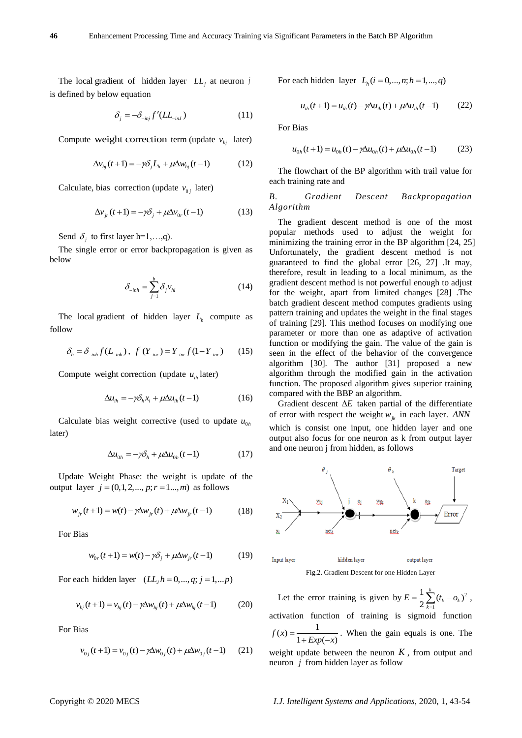The local gradient of hidden layer $LL_j$ at neuron $j$ is defined by below equation

$$\delta_j = -\delta_{\_inj} f'(LL_{\_inJ}) \quad (11)$$

Compute weight correction term (update $v_{hj}$ later)

$$\Delta v_{hj}(t+1) = -\gamma \delta_j L_h + \mu \Delta w_{hj}(t-1) \quad (12)$$

Calculate, bias correction (update $v_{0j}$ later)

$$\Delta v_{jr}(t+1) = -\gamma \delta_j + \mu \Delta v_{0r}(t-1) \quad (13)$$

Send $\delta_j$ to first layer h=1,…,q).

The single error or error backpropagation is given as below

$$\delta_{\_inh} = \sum_{j=1}^{b} \delta_j v_{hl} \quad (14)$$

The local gradient of hidden layer $L_h$ compute as follow

$$\delta_h = \delta_{\_inh} f(L_{\_inh}),\ f'(Y_{\_inr}) = Y_{\_inr} f(1 - Y_{\_inr}) \quad (15)$$

Compute weight correction (update $u_{ih}$ later)

$$\Delta u_{ih} = -\gamma \delta_h x_i + \mu \Delta u_{ih}(t-1) \quad (16)$$

Calculate bias weight corrective (used to update $u_{0h}$ later)

$$\Delta u_{0h} = -\gamma \delta_h + \mu \Delta u_{0h}(t-1) \quad (17)$$

Update Weight Phase: the weight is update of the output layer $j = (0,1,2,...,p; r = 1...,m)$ as follows

$$w_{jr}(t+1) = w(t) - \gamma \Delta w_{jr}(t) + \mu \Delta w_{jr}(t-1) \quad (18)$$

For Bias

$$w_{0r}(t+1) = w(t) - \gamma \delta_j + \mu \Delta w_{jr}(t-1) \quad (19)$$

For each hidden layer $(LL_J h = 0,...,q; j = 1,...p)$

$$v_{hj}(t+1) = v_{hj}(t) - \gamma \Delta w_{hj}(t) + \mu \Delta w_{hj}(t-1) \quad (20)$$

For Bias

$$v_{0j}(t+1) = v_{0j}(t) - \gamma \Delta w_{0j}(t) + \mu \Delta w_{0j}(t-1) \quad (21)$$

For each hidden layer $L_h (i = 0,...,n; h = 1,...,q)$

$$u_{ih}(t+1) = u_{ih}(t) - \gamma \Delta u_{ih}(t) + \mu \Delta u_{ih}(t-1) \quad (22)$$

For Bias

$$u_{0h}(t+1) = u_{0h}(t) - \gamma \Delta u_{0h}(t) + \mu \Delta u_{0h}(t-1) \quad (23)$$

The flowchart of the BP algorithm with trail value for each training rate and

### *B. Gradient Descent Backpropagation Algorithm*

The gradient descent method is one of the most popular methods used to adjust the weight for minimizing the training error in the BP algorithm [24, 25] Unfortunately, the gradient descent method is not guaranteed to find the global error [26, 27] .It may, therefore, result in leading to a local minimum, as the gradient descent method is not powerful enough to adjust for the weight, apart from limited changes [28] .The batch gradient descent method computes gradients using pattern training and updates the weight in the final stages of training [29]. This method focuses on modifying one parameter or more than one as adaptive of activation function or modifying the gain. The value of the gain is seen in the effect of the behavior of the convergence algorithm [30]. The author [31] proposed a new algorithm through the modified gain in the activation function. The proposed algorithm gives superior training compared with the BBP an algorithm.

Gradient descent $\Delta E$ taken partial of the differentiate of error with respect the weight $w_{jk}$ in each layer. *ANN* which is consist one input, one hidden layer and one output also focus for one neuron as k from output layer and one neuron j from hidden, as follows

Fig.2. Gradient Descent for one Hidden Layer

Let the error training is given by $E = \frac{1}{2}\sum_{k=1}^{k}(t_k - o_k)^2$, activation function of training is sigmoid function $f(x) = \frac{1}{1 + Exp(-x)}$. When the gain equals is one. The weight update between the neuron $K$, from output and neuron $j$ from hidden layer as follow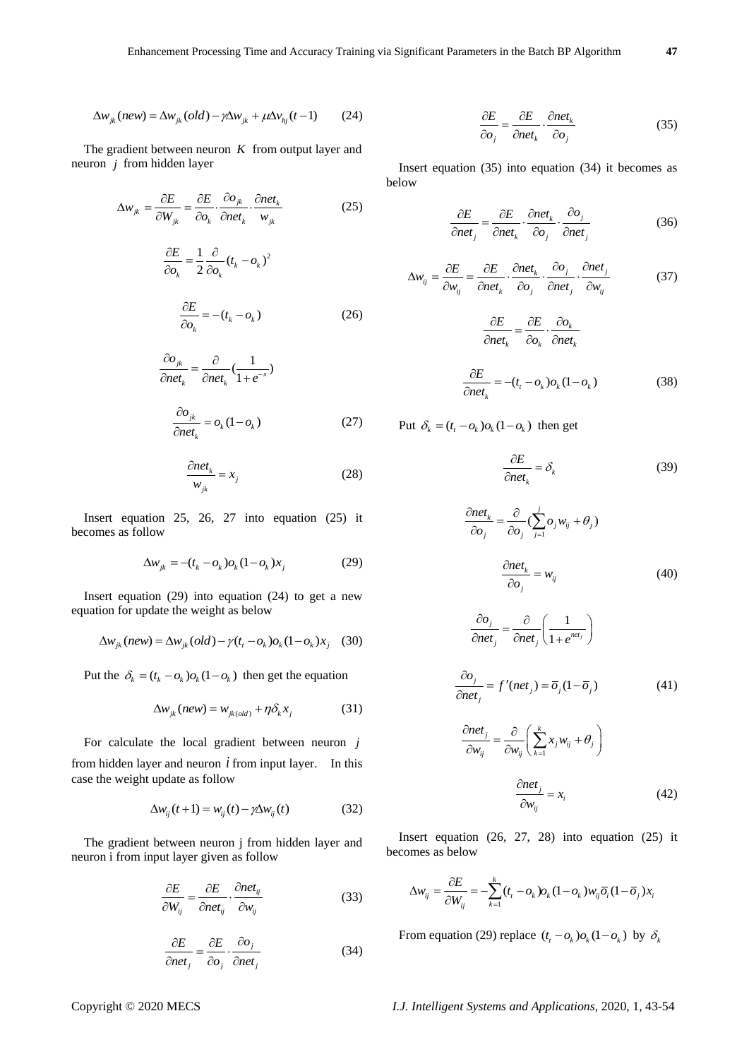$$\Delta w_{jk}(new) = \Delta w_{jk}(old) - \gamma \Delta w_{jk} + \mu \Delta v_{hj}(t-1) \quad (24)$$

The gradient between neuron $K$ from output layer and neuron $j$ from hidden layer

$$\Delta w_{jk} = \frac{\partial E}{\partial W_{jk}} = \frac{\partial E}{\partial o_k} \cdot \frac{\partial o_{jk}}{\partial net_k} \cdot \frac{\partial net_k}{w_{jk}} \quad (25)$$

$$\frac{\partial E}{\partial o_k} = \frac{1}{2} \frac{\partial}{\partial o_k} (t_k - o_k)^2$$

$$\frac{\partial E}{\partial o_k} = -(t_k - o_k) \quad (26)$$

$$\frac{\partial o_{jk}}{\partial net_k} = \frac{\partial}{\partial net_k} \left(\frac{1}{1+e^{-x}}\right)$$

$$\frac{\partial o_{jk}}{\partial net_k} = o_k(1-o_k) \quad (27)$$

$$\frac{\partial net_k}{w_{jk}} = x_j \quad (28)$$

Insert equation 25, 26, 27 into equation (25) it becomes as follow

$$\Delta w_{jk} = -(t_k - o_k) o_k (1-o_k) x_j \quad (29)$$

Insert equation (29) into equation (24) to get a new equation for update the weight as below

$$\Delta w_{jk}(new) = \Delta w_{jk}(old) - \gamma (t_t - o_k) o_k (1-o_k) x_j \quad (30)$$

Put the $\delta_k = (t_k - o_k) o_k (1-o_k)$ then get the equation

$$\Delta w_{jk}(new) = w_{jk(old)} + \eta \delta_k x_j \quad (31)$$

For calculate the local gradient between neuron $j$ from hidden layer and neuron $i$ from input layer. In this case the weight update as follow

$$\Delta w_{ij}(t+1) = w_{ij}(t) - \gamma \Delta w_{ij}(t) \quad (32)$$

The gradient between neuron j from hidden layer and neuron i from input layer given as follow

$$\frac{\partial E}{\partial W_{ij}} = \frac{\partial E}{\partial net_{ij}} \cdot \frac{\partial net_{ij}}{\partial w_{ij}} \quad (33)$$

$$\frac{\partial E}{\partial net_j} = \frac{\partial E}{\partial o_j} \cdot \frac{\partial o_j}{\partial net_j} \quad (34)$$

$$\frac{\partial E}{\partial o_j} = \frac{\partial E}{\partial net_k} \cdot \frac{\partial net_k}{\partial o_j} \quad (35)$$

Insert equation (35) into equation (34) it becomes as below

$$\frac{\partial E}{\partial net_j} = \frac{\partial E}{\partial net_k} \cdot \frac{\partial net_k}{\partial o_j} \cdot \frac{\partial o_j}{\partial net_j} \quad (36)$$

$$\Delta w_{ij} = \frac{\partial E}{\partial w_{ij}} = \frac{\partial E}{\partial net_k} \cdot \frac{\partial net_k}{\partial o_j} \cdot \frac{\partial o_j}{\partial net_j} \cdot \frac{\partial net_j}{\partial w_{ij}} \quad (37)$$

$$\frac{\partial E}{\partial net_k} = \frac{\partial E}{\partial o_k} \cdot \frac{\partial o_k}{\partial net_k}$$

$$\frac{\partial E}{\partial net_k} = -(t_t - o_k) o_k (1-o_k) \quad (38)$$

Put $\delta_k = (t_t - o_k) o_k (1-o_k)$ then get

$$\frac{\partial E}{\partial net_k} = \delta_k \quad (39)$$

$$\frac{\partial net_k}{\partial o_j} = \frac{\partial}{\partial o_j} \left(\sum_{j=1}^{j} o_j w_{ij} + \theta_j\right)$$

$$\frac{\partial net_k}{\partial o_j} = w_{ij} \quad (40)$$

$$\frac{\partial o_j}{\partial net_j} = \frac{\partial}{\partial net_j} \left(\frac{1}{1+e^{net_j}}\right)$$

$$\frac{\partial o_j}{\partial net_j} = f'(net_j) = \overline{o}_j (1-\overline{o}_j) \quad (41)$$

$$\frac{\partial net_j}{\partial w_{ij}} = \frac{\partial}{\partial w_{ij}} \left(\sum_{k=1}^{k} x_j w_{ij} + \theta_j\right)$$

$$\frac{\partial net_j}{\partial w_{ij}} = x_i \quad (42)$$

Insert equation (26, 27, 28) into equation (25) it becomes as below

$$\Delta w_{ij} = \frac{\partial E}{\partial W_{ij}} = -\sum_{k=1}^{k} (t_t - o_k) o_k (1-o_k) w_{ij} \overline{o}_i (1-\overline{o}_j) x_i$$

From equation (29) replace $(t_t - o_k) o_k (1-o_k)$ by $\delta_k$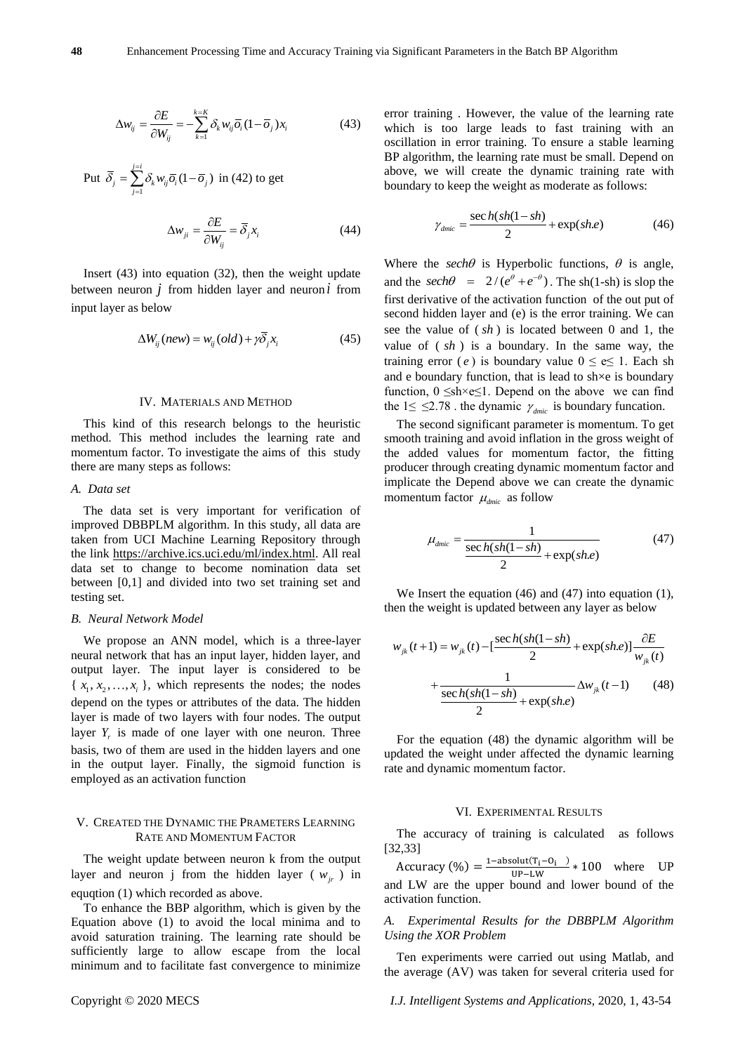$$\Delta w_{ij} = \frac{\partial E}{\partial W_{ij}} = -\sum_{k=1}^{k=K} \delta_k w_{ij} \bar{o}_i (1-\bar{o}_j) x_i \tag{43}$$

Put $\bar{\delta}_j = \sum_{j=1}^{j=i} \delta_k w_{ij} \bar{o}_i (1-\bar{o}_j)$ in (42) to get

$$\Delta w_{ji} = \frac{\partial E}{\partial W_{ij}} = \bar{\delta}_j x_i \tag{44}$$

Insert (43) into equation (32), then the weight update between neuron $j$ from hidden layer and neuron $i$ from input layer as below

$$\Delta W_{ij}(new) = w_{ij}(old) + \gamma \bar{\delta}_j x_i \tag{45}$$

## IV. Materials and Method

This kind of this research belongs to the heuristic method. This method includes the learning rate and momentum factor. To investigate the aims of this study there are many steps as follows:

### A. Data set

The data set is very important for verification of improved DBBPLM algorithm. In this study, all data are taken from UCI Machine Learning Repository through the link https://archive.ics.uci.edu/ml/index.html. All real data set to change to become nomination data set between [0,1] and divided into two set training set and testing set.

### B. Neural Network Model

We propose an ANN model, which is a three-layer neural network that has an input layer, hidden layer, and output layer. The input layer is considered to be $\{x_1, x_2, \ldots, x_i\}$, which represents the nodes; the nodes depend on the types or attributes of the data. The hidden layer is made of two layers with four nodes. The output layer $Y_r$ is made of one layer with one neuron. Three basis, two of them are used in the hidden layers and one in the output layer. Finally, the sigmoid function is employed as an activation function

## V. Created the Dynamic the Prameters Learning Rate and Momentum Factor

The weight update between neuron k from the output layer and neuron j from the hidden layer ( $w_{jr}$ ) in equqtion (1) which recorded as above.

To enhance the BBP algorithm, which is given by the Equation above (1) to avoid the local minima and to avoid saturation training. The learning rate should be sufficiently large to allow escape from the local minimum and to facilitate fast convergence to minimize error training . However, the value of the learning rate which is too large leads to fast training with an oscillation in error training. To ensure a stable learning BP algorithm, the learning rate must be small. Depend on above, we will create the dynamic training rate with boundary to keep the weight as moderate as follows:

$$\gamma_{dmic} = \frac{\sec h(sh(1-sh))}{2} + \exp(sh.e) \tag{46}$$

Where the $sech\theta$ is Hyperbolic functions, $\theta$ is angle, and the $sech\theta = 2/(e^{\theta} + e^{-\theta})$. The sh(1-sh) is slop the first derivative of the activation function of the out put of second hidden layer and (e) is the error training. We can see the value of ( $sh$ ) is located between 0 and 1, the value of ( $sh$ ) is a boundary. In the same way, the training error ( $e$ ) is boundary value $0 \leq e \leq 1$. Each sh and e boundary function, that is lead to sh×e is boundary function, $0 \leq sh \times e \leq 1$. Depend on the above we can find the $1 \leq \ \leq 2.78$ . the dynamic $\gamma_{dmic}$ is boundary funcation.

The second significant parameter is momentum. To get smooth training and avoid inflation in the gross weight of the added values for momentum factor, the fitting producer through creating dynamic momentum factor and implicate the Depend above we can create the dynamic momentum factor $\mu_{dmic}$ as follow

$$\mu_{dmic} = \frac{1}{\frac{\sec h(sh(1-sh))}{2} + \exp(sh.e)} \tag{47}$$

We Insert the equation (46) and (47) into equation (1), then the weight is updated between any layer as below

$$w_{jk}(t+1) = w_{jk}(t) - [\frac{\sec h(sh(1-sh))}{2} + \exp(sh.e)] \frac{\partial E}{w_{jk}(t)} + \frac{1}{\frac{\sec h(sh(1-sh))}{2} + \exp(sh.e)} \Delta w_{jk}(t-1) \tag{48}$$

For the equation (48) the dynamic algorithm will be updated the weight under affected the dynamic learning rate and dynamic momentum factor.

## VI. Experimental Results

The accuracy of training is calculated as follows [32,33]

$\text{Accuracy}\ (\%) = \frac{1-\text{absolut}(T_i - O_i\ \ )}{\text{UP}-\text{LW}} * 100$ where UP and LW are the upper bound and lower bound of the activation function.

### A. Experimental Results for the DBBPLM Algorithm Using the XOR Problem

Ten experiments were carried out using Matlab, and the average (AV) was taken for several criteria used for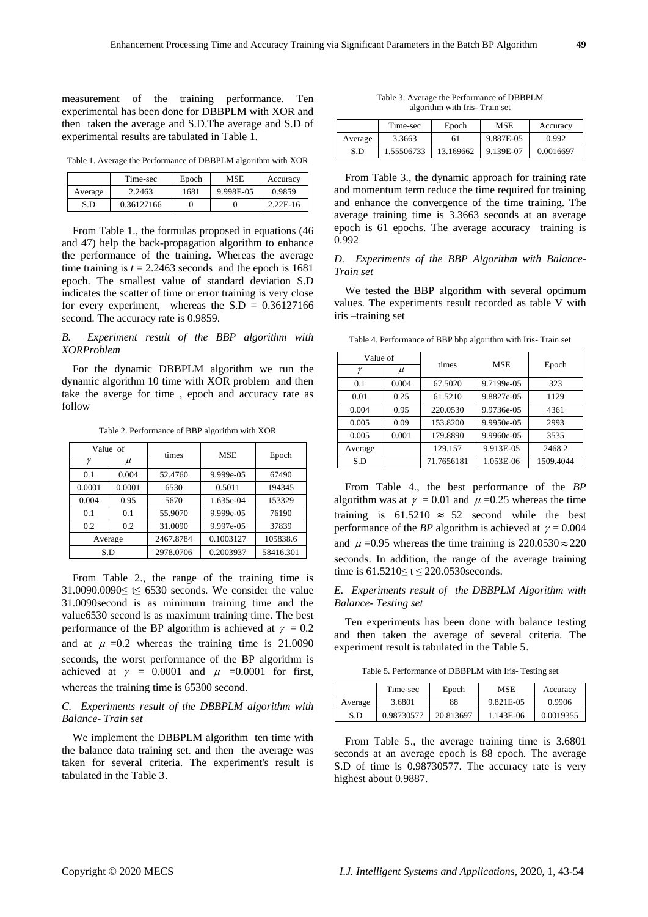measurement of the training performance. Ten experimental has been done for DBBPLM with XOR and then taken the average and S.D.The average and S.D of experimental results are tabulated in Table 1.

Table 1. Average the Performance of DBBPLM algorithm with XOR

| | Time-sec | Epoch | MSE | Accuracy |
|---|---|---|---|---|
| Average | 2.2463 | 1681 | 9.998E-05 | 0.9859 |
| S.D | 0.36127166 | 0 | 0 | 2.22E-16 |

From Table 1., the formulas proposed in equations (46 and 47) help the back-propagation algorithm to enhance the performance of the training. Whereas the average time training is $t = 2.2463$ seconds and the epoch is 1681 epoch. The smallest value of standard deviation S.D indicates the scatter of time or error training is very close for every experiment, whereas the S.D = 0.36127166 second. The accuracy rate is 0.9859.

### *B. Experiment result of the BBP algorithm with XORProblem*

For the dynamic DBBPLM algorithm we run the dynamic algorithm 10 time with XOR problem and then take the averge for time , epoch and accuracy rate as follow

Table 2. Performance of BBP algorithm with XOR

| Value of | | times | MSE | Epoch |
|---|---|---|---|---|
| $\gamma$ | $\mu$ | | | |
| 0.1 | 0.004 | 52.4760 | 9.999e-05 | 67490 |
| 0.0001 | 0.0001 | 6530 | 0.5011 | 194345 |
| 0.004 | 0.95 | 5670 | 1.635e-04 | 153329 |
| 0.1 | 0.1 | 55.9070 | 9.999e-05 | 76190 |
| 0.2 | 0.2 | 31.0090 | 9.997e-05 | 37839 |
| Average | | 2467.8784 | 0.1003127 | 105838.6 |
| S.D | | 2978.0706 | 0.2003937 | 58416.301 |

From Table 2., the range of the training time is 31.0090.0090≤ t≤ 6530 seconds. We consider the value 31.0090second is as minimum training time and the value6530 second is as maximum training time. The best performance of the BP algorithm is achieved at $\gamma = 0.2$ and at $\mu = 0.2$ whereas the training time is 21.0090 seconds, the worst performance of the BP algorithm is achieved at $\gamma = 0.0001$ and $\mu = 0.0001$ for first, whereas the training time is 65300 second.

### *C. Experiments result of the DBBPLM algorithm with Balance- Train set*

We implement the DBBPLM algorithm ten time with the balance data training set. and then the average was taken for several criteria. The experiment's result is tabulated in the Table 3.

Table 3. Average the Performance of DBBPLM algorithm with Iris- Train set

| | Time-sec | Epoch | MSE | Accuracy |
|---|---|---|---|---|
| Average | 3.3663 | 61 | 9.887E-05 | 0.992 |
| S.D | 1.55506733 | 13.169662 | 9.139E-07 | 0.0016697 |

From Table 3., the dynamic approach for training rate and momentum term reduce the time required for training and enhance the convergence of the time training. The average training time is 3.3663 seconds at an average epoch is 61 epochs. The average accuracy training is 0.992

### *D. Experiments of the BBP Algorithm with Balance-Train set*

We tested the BBP algorithm with several optimum values. The experiments result recorded as table V with iris –training set

Table 4. Performance of BBP bbp algorithm with Iris- Train set

| Value of | | times | MSE | Epoch |
|---|---|---|---|---|
| $\gamma$ | $\mu$ | | | |
| 0.1 | 0.004 | 67.5020 | 9.7199e-05 | 323 |
| 0.01 | 0.25 | 61.5210 | 9.8827e-05 | 1129 |
| 0.004 | 0.95 | 220.0530 | 9.9736e-05 | 4361 |
| 0.005 | 0.09 | 153.8200 | 9.9950e-05 | 2993 |
| 0.005 | 0.001 | 179.8890 | 9.9960e-05 | 3535 |
| Average | | 129.157 | 9.913E-05 | 2468.2 |
| S.D | | 71.7656181 | 1.053E-06 | 1509.4044 |

From Table 4., the best performance of the *BP* algorithm was at $\gamma = 0.01$ and $\mu = 0.25$ whereas the time training is $61.5210 \approx 52$ second while the best performance of the *BP* algorithm is achieved at $\gamma = 0.004$ and $\mu = 0.95$ whereas the time training is $220.0530 \approx 220$ seconds. In addition, the range of the average training time is $61.5210 \leq t \leq 220.0530$seconds.

### *E. Experiments result of the DBBPLM Algorithm with Balance- Testing set*

Ten experiments has been done with balance testing and then taken the average of several criteria. The experiment result is tabulated in the Table 5.

Table 5. Performance of DBBPLM with Iris- Testing set

| | Time-sec | Epoch | MSE | Accuracy |
|---|---|---|---|---|
| Average | 3.6801 | 88 | 9.821E-05 | 0.9906 |
| S.D | 0.98730577 | 20.813697 | 1.143E-06 | 0.0019355 |

From Table 5., the average training time is 3.6801 seconds at an average epoch is 88 epoch. The average S.D of time is 0.98730577. The accuracy rate is very highest about 0.9887.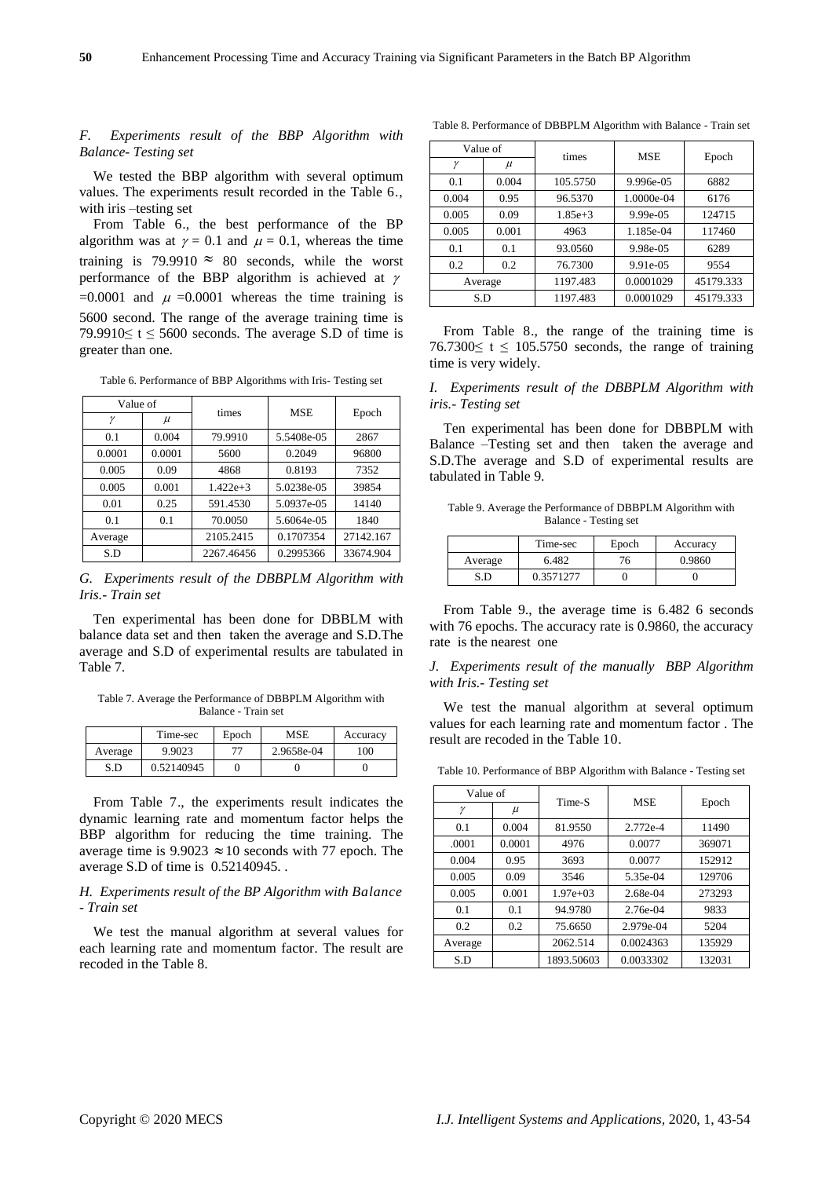### F. Experiments result of the BBP Algorithm with Balance- Testing set

We tested the BBP algorithm with several optimum values. The experiments result recorded in the Table 6., with iris –testing set

From Table 6., the best performance of the BP algorithm was at $\gamma = 0.1$ and $\mu = 0.1$, whereas the time training is 79.9910 ≈ 80 seconds, while the worst performance of the BBP algorithm is achieved at $\gamma$ =0.0001 and $\mu$ =0.0001 whereas the time training is 5600 second. The range of the average training time is $79.9910 \le t \le 5600$ seconds. The average S.D of time is greater than one.

Table 6. Performance of BBP Algorithms with Iris- Testing set

| Value of $\gamma$ | Value of $\mu$ | times | MSE | Epoch |
|---|---|---|---|---|
| 0.1 | 0.004 | 79.9910 | 5.5408e-05 | 2867 |
| 0.0001 | 0.0001 | 5600 | 0.2049 | 96800 |
| 0.005 | 0.09 | 4868 | 0.8193 | 7352 |
| 0.005 | 0.001 | 1.422e+3 | 5.0238e-05 | 39854 |
| 0.01 | 0.25 | 591.4530 | 5.0937e-05 | 14140 |
| 0.1 | 0.1 | 70.0050 | 5.6064e-05 | 1840 |
| Average | | 2105.2415 | 0.1707354 | 27142.167 |
| S.D | | 2267.46456 | 0.2995366 | 33674.904 |

### G. Experiments result of the DBBPLM Algorithm with Iris.- Train set

Ten experimental has been done for DBBLM with balance data set and then taken the average and S.D.The average and S.D of experimental results are tabulated in Table 7.

Table 7. Average the Performance of DBBPLM Algorithm with Balance - Train set

| | Time-sec | Epoch | MSE | Accuracy |
|---|---|---|---|---|
| Average | 9.9023 | 77 | 2.9658e-04 | 100 |
| S.D | 0.52140945 | 0 | 0 | 0 |

From Table 7., the experiments result indicates the dynamic learning rate and momentum factor helps the BBP algorithm for reducing the time training. The average time is 9.9023 ≈ 10 seconds with 77 epoch. The average S.D of time is 0.52140945. .

### H. Experiments result of the BP Algorithm with Balance - Train set

We test the manual algorithm at several values for each learning rate and momentum factor. The result are recoded in the Table 8.

Table 8. Performance of DBBPLM Algorithm with Balance - Train set

| Value of $\gamma$ | Value of $\mu$ | times | MSE | Epoch |
|---|---|---|---|---|
| 0.1 | 0.004 | 105.5750 | 9.996e-05 | 6882 |
| 0.004 | 0.95 | 96.5370 | 1.0000e-04 | 6176 |
| 0.005 | 0.09 | 1.85e+3 | 9.99e-05 | 124715 |
| 0.005 | 0.001 | 4963 | 1.185e-04 | 117460 |
| 0.1 | 0.1 | 93.0560 | 9.98e-05 | 6289 |
| 0.2 | 0.2 | 76.7300 | 9.91e-05 | 9554 |
| Average | | 1197.483 | 0.0001029 | 45179.333 |
| S.D | | 1197.483 | 0.0001029 | 45179.333 |

From Table 8., the range of the training time is $76.7300 \le t \le 105.5750$ seconds, the range of training time is very widely.

### I. Experiments result of the DBBPLM Algorithm with iris.- Testing set

Ten experimental has been done for DBBPLM with Balance –Testing set and then taken the average and S.D.The average and S.D of experimental results are tabulated in Table 9.

Table 9. Average the Performance of DBBPLM Algorithm with Balance - Testing set

| | Time-sec | Epoch | Accuracy |
|---|---|---|---|
| Average | 6.482 | 76 | 0.9860 |
| S.D | 0.3571277 | 0 | 0 |

From Table 9., the average time is 6.482 6 seconds with 76 epochs. The accuracy rate is 0.9860, the accuracy rate is the nearest one

### J. Experiments result of the manually BBP Algorithm with Iris.- Testing set

We test the manual algorithm at several optimum values for each learning rate and momentum factor . The result are recoded in the Table 10.

Table 10. Performance of BBP Algorithm with Balance - Testing set

| Value of $\gamma$ | Value of $\mu$ | Time-S | MSE | Epoch |
|---|---|---|---|---|
| 0.1 | 0.004 | 81.9550 | 2.772e-4 | 11490 |
| .0001 | 0.0001 | 4976 | 0.0077 | 369071 |
| 0.004 | 0.95 | 3693 | 0.0077 | 152912 |
| 0.005 | 0.09 | 3546 | 5.35e-04 | 129706 |
| 0.005 | 0.001 | 1.97e+03 | 2.68e-04 | 273293 |
| 0.1 | 0.1 | 94.9780 | 2.76e-04 | 9833 |
| 0.2 | 0.2 | 75.6650 | 2.979e-04 | 5204 |
| Average | | 2062.514 | 0.0024363 | 135929 |
| S.D | | 1893.50603 | 0.0033302 | 132031 |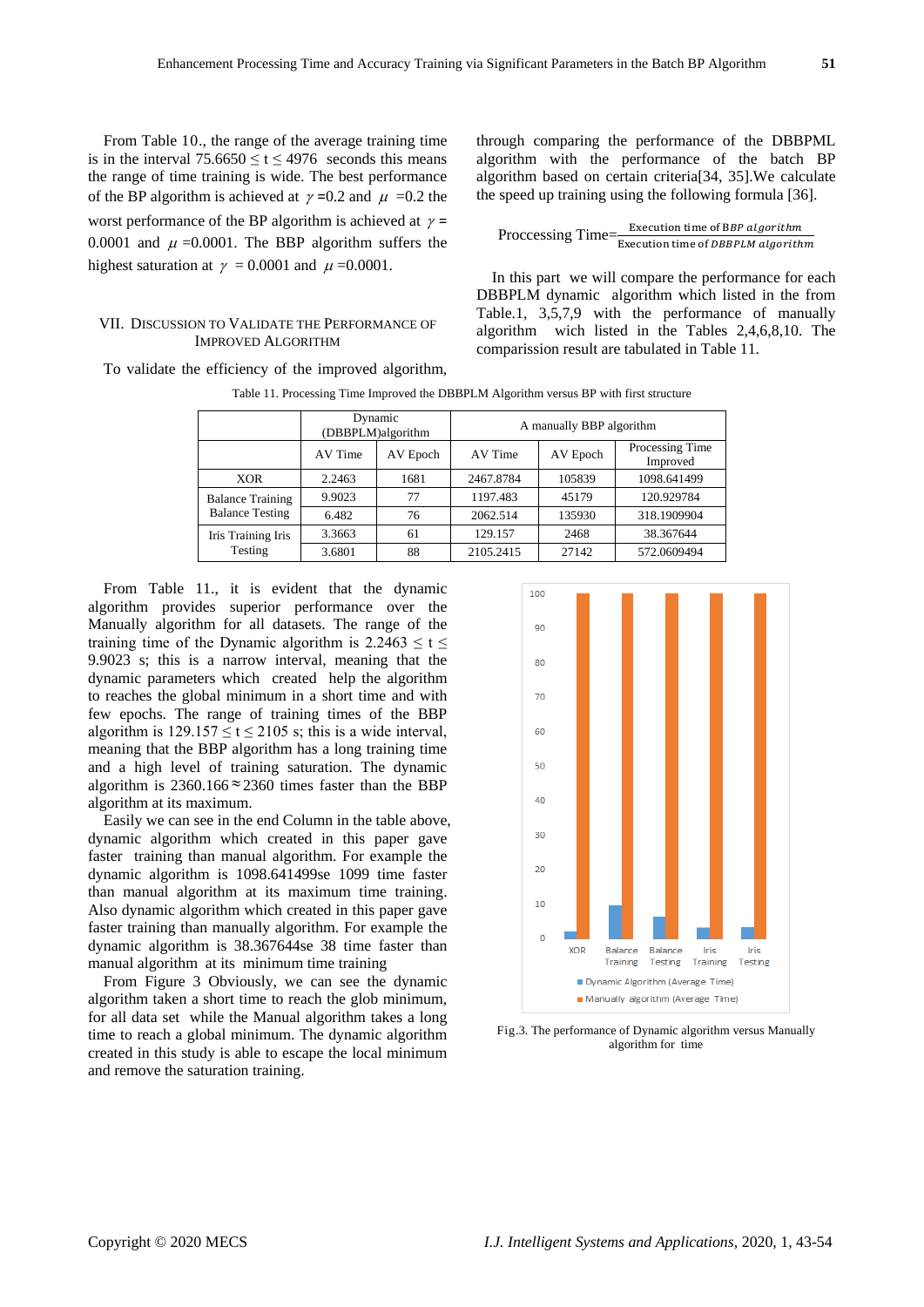From Table 10., the range of the average training time is in the interval 75.6650 $\leq$ t $\leq$ 4976 seconds this means the range of time training is wide. The best performance of the BP algorithm is achieved at $\gamma$ =0.2 and $\mu$ =0.2 the worst performance of the BP algorithm is achieved at $\gamma$ = 0.0001 and $\mu$ =0.0001. The BBP algorithm suffers the highest saturation at $\gamma$ = 0.0001 and $\mu$ =0.0001.

## VII. Discussion to Validate the Performance of Improved Algorithm

To validate the efficiency of the improved algorithm, through comparing the performance of the DBBPML algorithm with the performance of the batch BP algorithm based on certain criteria[34, 35].We calculate the speed up training using the following formula [36].

$$\text{Proccessing Time}=\frac{\text{Execution time of } BBP\ algorithm}{\text{Execution time of } DBBPLM\ algorithm}$$

In this part we will compare the performance for each DBBPLM dynamic algorithm which listed in the from Table.1, 3,5,7,9 with the performance of manually algorithm wich listed in the Tables 2,4,6,8,10. The comparission result are tabulated in Table 11.

Table 11. Processing Time Improved the DBBPLM Algorithm versus BP with first structure

| | Dynamic (DBBPLM)algorithm | | A manually BBP algorithm | | |
|---|---|---|---|---|---|
| | AV Time | AV Epoch | AV Time | AV Epoch | Processing Time Improved |
| XOR | 2.2463 | 1681 | 2467.8784 | 105839 | 1098.641499 |
| Balance Training | 9.9023 | 77 | 1197.483 | 45179 | 120.929784 |
| Balance Testing | 6.482 | 76 | 2062.514 | 135930 | 318.1909904 |
| Iris Training | 3.3663 | 61 | 129.157 | 2468 | 38.367644 |
| Iris Testing | 3.6801 | 88 | 2105.2415 | 27142 | 572.0609494 |

From Table 11., it is evident that the dynamic algorithm provides superior performance over the Manually algorithm for all datasets. The range of the training time of the Dynamic algorithm is 2.2463 $\leq$ t $\leq$ 9.9023 s; this is a narrow interval, meaning that the dynamic parameters which created help the algorithm to reaches the global minimum in a short time and with few epochs. The range of training times of the BBP algorithm is 129.157 $\leq$ t $\leq$ 2105 s; this is a wide interval, meaning that the BBP algorithm has a long training time and a high level of training saturation. The dynamic algorithm is 2360.166 ≈ 2360 times faster than the BBP algorithm at its maximum.

Easily we can see in the end Column in the table above, dynamic algorithm which created in this paper gave faster training than manual algorithm. For example the dynamic algorithm is 1098.641499se 1099 time faster than manual algorithm at its maximum time training. Also dynamic algorithm which created in this paper gave faster training than manually algorithm. For example the dynamic algorithm is 38.367644se 38 time faster than manual algorithm at its minimum time training

From Figure 3 Obviously, we can see the dynamic algorithm taken a short time to reach the glob minimum, for all data set while the Manual algorithm takes a long time to reach a global minimum. The dynamic algorithm created in this study is able to escape the local minimum and remove the saturation training.

Fig.3. The performance of Dynamic algorithm versus Manually algorithm for time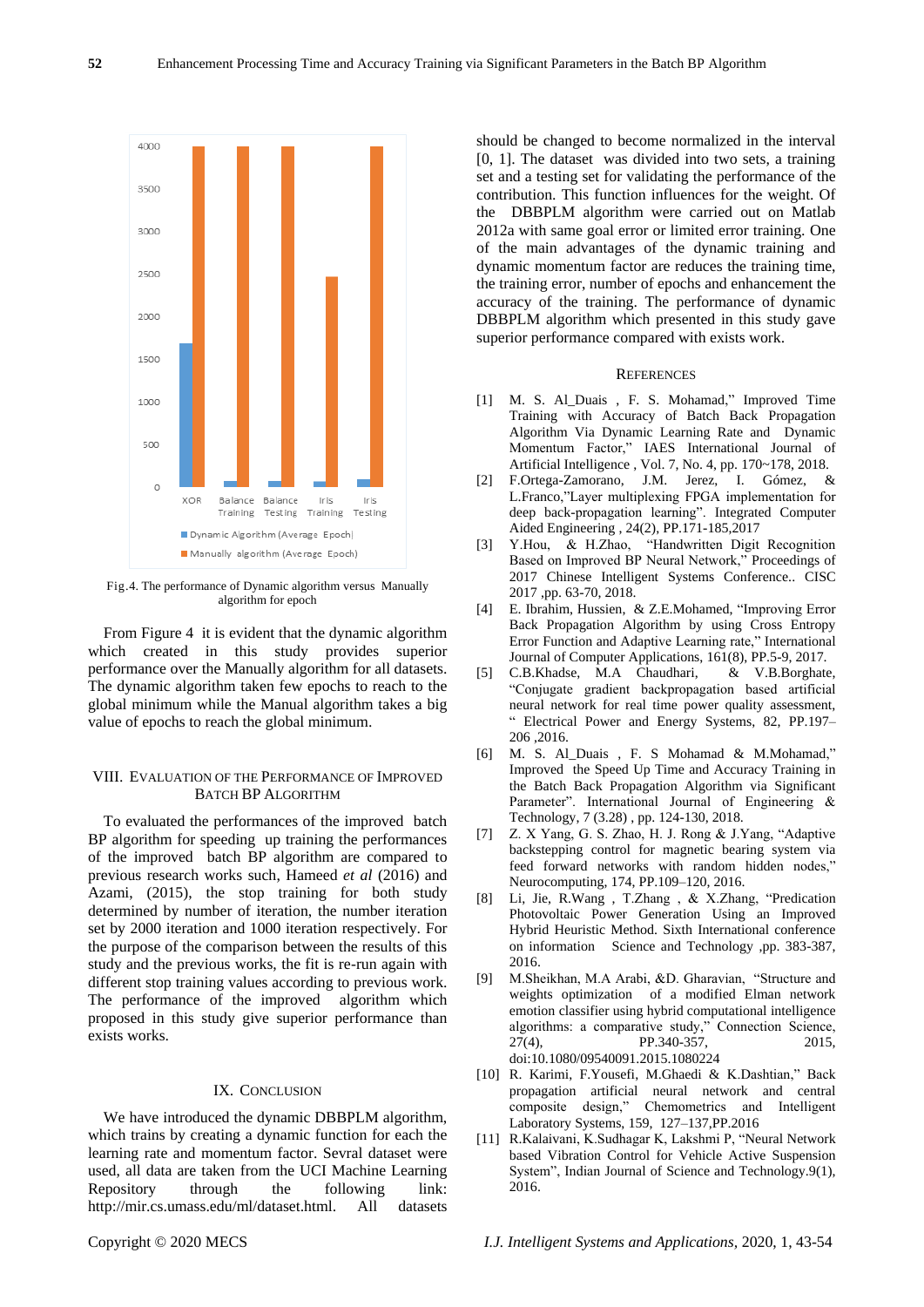Fig.4. The performance of Dynamic algorithm versus Manually algorithm for epoch

From Figure 4 it is evident that the dynamic algorithm which created in this study provides superior performance over the Manually algorithm for all datasets. The dynamic algorithm taken few epochs to reach to the global minimum while the Manual algorithm takes a big value of epochs to reach the global minimum.

## VIII. Evaluation of the Performance of Improved Batch BP Algorithm

To evaluated the performances of the improved batch BP algorithm for speeding up training the performances of the improved batch BP algorithm are compared to previous research works such, Hameed *et al* (2016) and Azami, (2015), the stop training for both study determined by number of iteration, the number iteration set by 2000 iteration and 1000 iteration respectively. For the purpose of the comparison between the results of this study and the previous works, the fit is re-run again with different stop training values according to previous work. The performance of the improved algorithm which proposed in this study give superior performance than exists works.

## IX. Conclusion

We have introduced the dynamic DBBPLM algorithm, which trains by creating a dynamic function for each the learning rate and momentum factor. Sevral dataset were used, all data are taken from the UCI Machine Learning Repository through the following link: http://mir.cs.umass.edu/ml/dataset.html. All datasets should be changed to become normalized in the interval [0, 1]. The dataset was divided into two sets, a training set and a testing set for validating the performance of the contribution. This function influences for the weight. Of the DBBPLM algorithm were carried out on Matlab 2012a with same goal error or limited error training. One of the main advantages of the dynamic training and dynamic momentum factor are reduces the training time, the training error, number of epochs and enhancement the accuracy of the training. The performance of dynamic DBBPLM algorithm which presented in this study gave superior performance compared with exists work.

## References

[1] M. S. Al_Duais , F. S. Mohamad," Improved Time Training with Accuracy of Batch Back Propagation Algorithm Via Dynamic Learning Rate and Dynamic Momentum Factor," IAES International Journal of Artificial Intelligence , Vol. 7, No. 4, pp. 170~178, 2018.

[2] F.Ortega-Zamorano, J.M. Jerez, I. Gómez, & L.Franco,"Layer multiplexing FPGA implementation for deep back-propagation learning". Integrated Computer Aided Engineering , 24(2), PP.171-185,2017

[3] Y.Hou, & H.Zhao, "Handwritten Digit Recognition Based on Improved BP Neural Network," Proceedings of 2017 Chinese Intelligent Systems Conference.. CISC 2017 ,pp. 63-70, 2018.

[4] E. Ibrahim, Hussien, & Z.E.Mohamed, "Improving Error Back Propagation Algorithm by using Cross Entropy Error Function and Adaptive Learning rate," International Journal of Computer Applications, 161(8), PP.5-9, 2017.

[5] C.B.Khadse, M.A Chaudhari, & V.B.Borghate, "Conjugate gradient backpropagation based artificial neural network for real time power quality assessment, " Electrical Power and Energy Systems, 82, PP.197–206 ,2016.

[6] M. S. Al_Duais , F. S Mohamad & M.Mohamad," Improved the Speed Up Time and Accuracy Training in the Batch Back Propagation Algorithm via Significant Parameter". International Journal of Engineering & Technology, 7 (3.28) , pp. 124-130, 2018.

[7] Z. X Yang, G. S. Zhao, H. J. Rong & J.Yang, "Adaptive backstepping control for magnetic bearing system via feed forward networks with random hidden nodes," Neurocomputing, 174, PP.109–120, 2016.

[8] Li, Jie, R.Wang , T.Zhang , & X.Zhang, "Predication Photovoltaic Power Generation Using an Improved Hybrid Heuristic Method. Sixth International conference on information Science and Technology ,pp. 383-387, 2016.

[9] M.Sheikhan, M.A Arabi, &D. Gharavian, "Structure and weights optimization of a modified Elman network emotion classifier using hybrid computational intelligence algorithms: a comparative study," Connection Science, 27(4), PP.340-357, 2015, doi:10.1080/09540091.2015.1080224

[10] R. Karimi, F.Yousefi, M.Ghaedi & K.Dashtian," Back propagation artificial neural network and central composite design," Chemometrics and Intelligent Laboratory Systems, 159, 127–137,PP.2016

[11] R.Kalaivani, K.Sudhagar K, Lakshmi P, "Neural Network based Vibration Control for Vehicle Active Suspension System", Indian Journal of Science and Technology.9(1), 2016.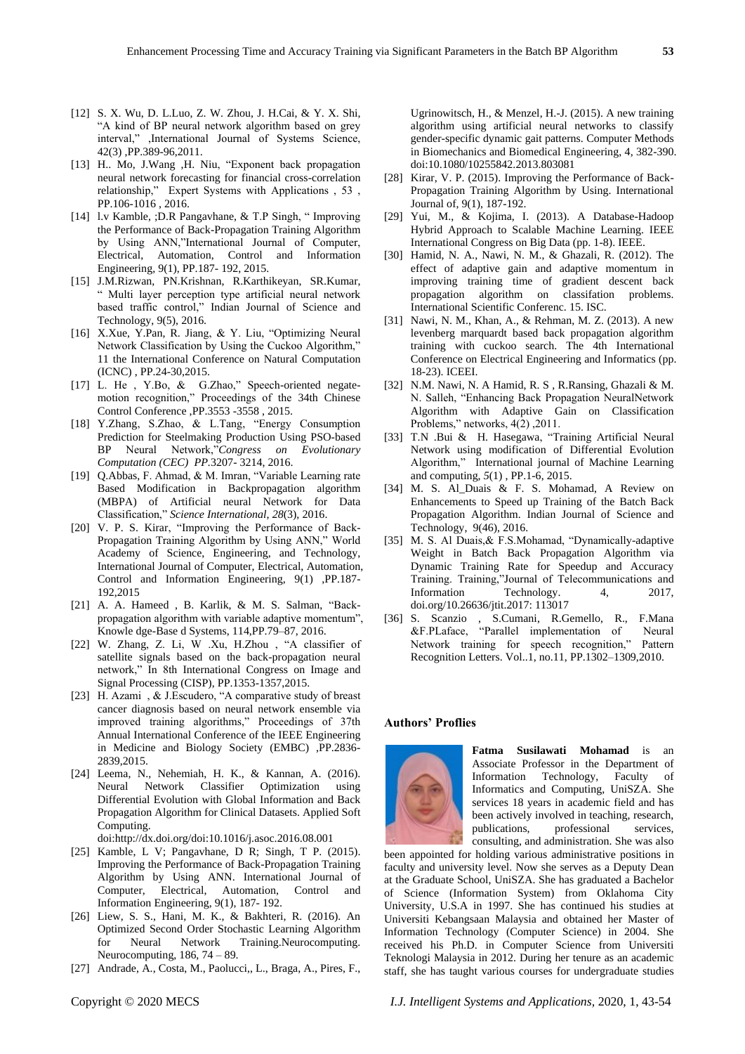[12] S. X. Wu, D. L.Luo, Z. W. Zhou, J. H.Cai, & Y. X. Shi, "A kind of BP neural network algorithm based on grey interval," ,International Journal of Systems Science, 42(3) ,PP.389-96,2011.

[13] H.. Mo, J.Wang ,H. Niu, "Exponent back propagation neural network forecasting for financial cross-correlation relationship," Expert Systems with Applications , 53 , PP.106-1016 , 2016.

[14] l.v Kamble, ;D.R Pangavhane, & T.P Singh, " Improving the Performance of Back-Propagation Training Algorithm by Using ANN,"International Journal of Computer, Electrical, Automation, Control and Information Engineering, 9(1), PP.187- 192, 2015.

[15] J.M.Rizwan, PN.Krishnan, R.Karthikeyan, SR.Kumar, " Multi layer perception type artificial neural network based traffic control," Indian Journal of Science and Technology, 9(5), 2016.

[16] X.Xue, Y.Pan, R. Jiang, & Y. Liu, "Optimizing Neural Network Classification by Using the Cuckoo Algorithm," 11 the International Conference on Natural Computation (ICNC) , PP.24-30,2015.

[17] L. He , Y.Bo, & G.Zhao," Speech-oriented negate-motion recognition," Proceedings of the 34th Chinese Control Conference ,PP.3553 -3558 , 2015.

[18] Y.Zhang, S.Zhao, & L.Tang, "Energy Consumption Prediction for Steelmaking Production Using PSO-based BP Neural Network,"*Congress on Evolutionary Computation (CEC) PP.*3207- 3214, 2016.

[19] Q.Abbas, F. Ahmad, & M. Imran, "Variable Learning rate Based Modification in Backpropagation algorithm (MBPA) of Artificial neural Network for Data Classification," *Science International, 28*(3), 2016.

[20] V. P. S. Kirar, "Improving the Performance of Back-Propagation Training Algorithm by Using ANN," World Academy of Science, Engineering, and Technology, International Journal of Computer, Electrical, Automation, Control and Information Engineering, 9(1) ,PP.187-192,2015

[21] A. A. Hameed , B. Karlik, & M. S. Salman, "Back-propagation algorithm with variable adaptive momentum", Knowle dge-Base d Systems, 114,PP.79–87, 2016.

[22] W. Zhang, Z. Li, W .Xu, H.Zhou , "A classifier of satellite signals based on the back-propagation neural network," In 8th International Congress on Image and Signal Processing (CISP), PP.1353-1357,2015.

[23] H. Azami , & J.Escudero, "A comparative study of breast cancer diagnosis based on neural network ensemble via improved training algorithms," Proceedings of 37th Annual International Conference of the IEEE Engineering in Medicine and Biology Society (EMBC) ,PP.2836-2839,2015.

[24] Leema, N., Nehemiah, H. K., & Kannan, A. (2016). Neural Network Classifier Optimization using Differential Evolution with Global Information and Back Propagation Algorithm for Clinical Datasets. Applied Soft Computing. doi:http://dx.doi.org/doi:10.1016/j.asoc.2016.08.001

[25] Kamble, L V; Pangavhane, D R; Singh, T P. (2015). Improving the Performance of Back-Propagation Training Algorithm by Using ANN. International Journal of Computer, Electrical, Automation, Control and Information Engineering, 9(1), 187- 192.

[26] Liew, S. S., Hani, M. K., & Bakhteri, R. (2016). An Optimized Second Order Stochastic Learning Algorithm for Neural Network Training.Neurocomputing. Neurocomputing, 186, 74 – 89.

[27] Andrade, A., Costa, M., Paolucci,, L., Braga, A., Pires, F., Ugrinowitsch, H., & Menzel, H.-J. (2015). A new training algorithm using artificial neural networks to classify gender-specific dynamic gait patterns. Computer Methods in Biomechanics and Biomedical Engineering, 4, 382-390. doi:10.1080/10255842.2013.803081

[28] Kirar, V. P. (2015). Improving the Performance of Back-Propagation Training Algorithm by Using. International Journal of, 9(1), 187-192.

[29] Yui, M., & Kojima, I. (2013). A Database-Hadoop Hybrid Approach to Scalable Machine Learning. IEEE International Congress on Big Data (pp. 1-8). IEEE.

[30] Hamid, N. A., Nawi, N. M., & Ghazali, R. (2012). The effect of adaptive gain and adaptive momentum in improving training time of gradient descent back propagation algorithm on classifation problems. International Scientific Conferenc. 15. ISC.

[31] Nawi, N. M., Khan, A., & Rehman, M. Z. (2013). A new levenberg marquardt based back propagation algorithm training with cuckoo search. The 4th International Conference on Electrical Engineering and Informatics (pp. 18-23). ICEEI.

[32] N.M. Nawi, N. A Hamid, R. S , R.Ransing, Ghazali & M. N. Salleh, "Enhancing Back Propagation NeuralNetwork Algorithm with Adaptive Gain on Classification Problems," networks, 4(2) ,2011.

[33] T.N .Bui & H. Hasegawa, "Training Artificial Neural Network using modification of Differential Evolution Algorithm," International journal of Machine Learning and computing, *5*(1) , PP.1-6, 2015.

[34] M. S. Al_Duais & F. S. Mohamad, A Review on Enhancements to Speed up Training of the Batch Back Propagation Algorithm. Indian Journal of Science and Technology, 9(46), 2016.

[35] M. S. Al Duais,& F.S.Mohamad, "Dynamically-adaptive Weight in Batch Back Propagation Algorithm via Dynamic Training Rate for Speedup and Accuracy Training. Training,"Journal of Telecommunications and Information Technology. 4, 2017, doi.org/10.26636/jtit.2017: 113017

[36] S. Scanzio , S.Cumani, R.Gemello, R., F.Mana &F.Laface, "Parallel implementation of Neural Network training for speech recognition," Pattern Recognition Letters. Vol..1, no.11, PP.1302–1309,2010.

## Authors' Proflies

**Fatma Susilawati Mohamad** is an Associate Professor in the Department of Information Technology, Faculty of Informatics and Computing, UniSZA. She services 18 years in academic field and has been actively involved in teaching, research, publications, professional services, consulting, and administration. She was also been appointed for holding various administrative positions in faculty and university level. Now she serves as a Deputy Dean at the Graduate School, UniSZA. She has graduated a Bachelor of Science (Information System) from Oklahoma City University, U.S.A in 1997. She has continued his studies at Universiti Kebangsaan Malaysia and obtained her Master of Information Technology (Computer Science) in 2004. She received his Ph.D. in Computer Science from Universiti Teknologi Malaysia in 2012. During her tenure as an academic staff, she has taught various courses for undergraduate studies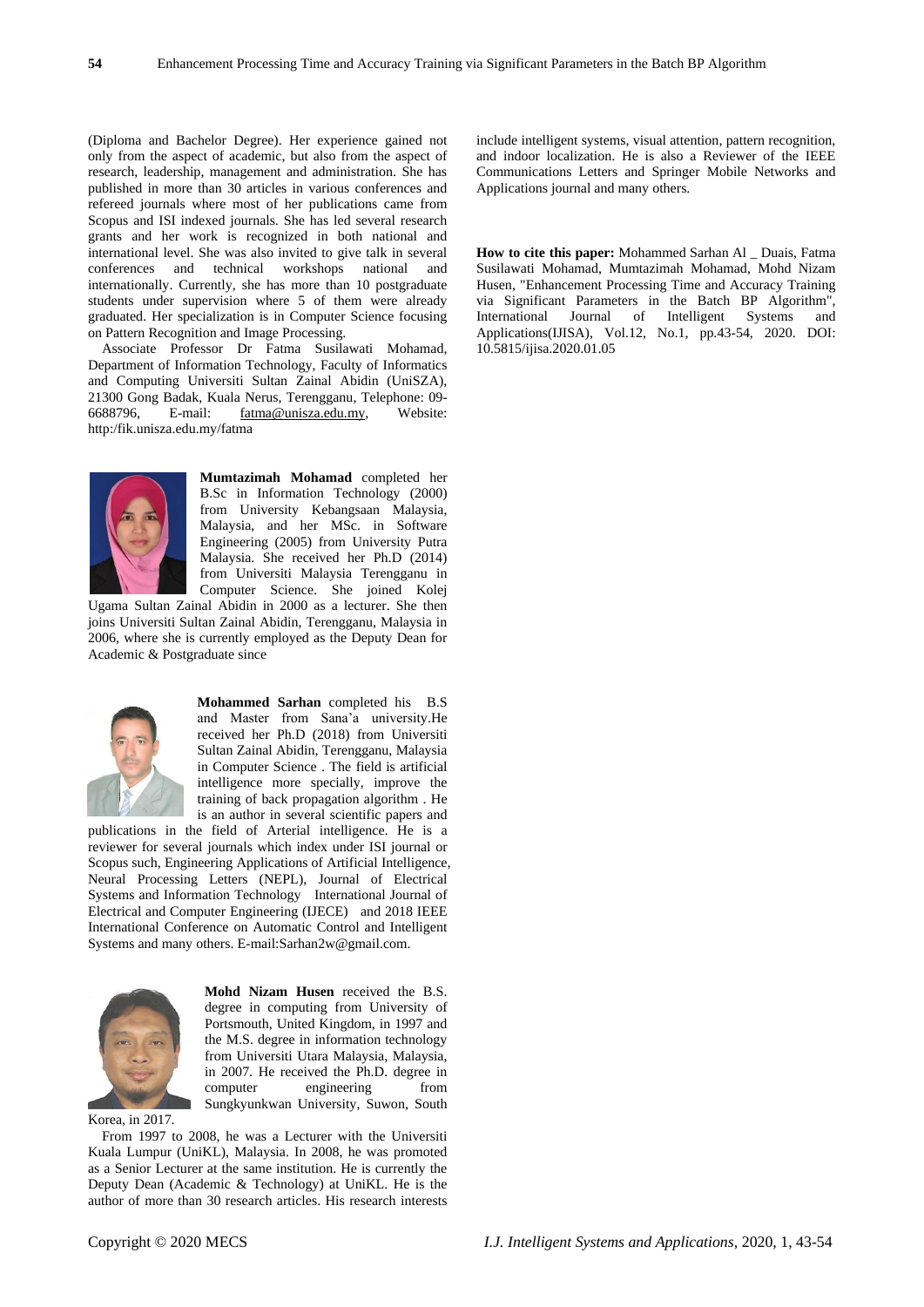(Diploma and Bachelor Degree). Her experience gained not only from the aspect of academic, but also from the aspect of research, leadership, management and administration. She has published in more than 30 articles in various conferences and refereed journals where most of her publications came from Scopus and ISI indexed journals. She has led several research grants and her work is recognized in both national and international level. She was also invited to give talk in several conferences and technical workshops national and internationally. Currently, she has more than 10 postgraduate students under supervision where 5 of them were already graduated. Her specialization is in Computer Science focusing on Pattern Recognition and Image Processing.

Associate Professor Dr Fatma Susilawati Mohamad, Department of Information Technology, Faculty of Informatics and Computing Universiti Sultan Zainal Abidin (UniSZA), 21300 Gong Badak, Kuala Nerus, Terengganu, Telephone: 09-6688796, E-mail: fatma@unisza.edu.my, Website: http:/fik.unisza.edu.my/fatma

**Mumtazimah Mohamad** completed her B.Sc in Information Technology (2000) from University Kebangsaan Malaysia, Malaysia, and her MSc. in Software Engineering (2005) from University Putra Malaysia. She received her Ph.D (2014) from Universiti Malaysia Terengganu in Computer Science. She joined Kolej Ugama Sultan Zainal Abidin in 2000 as a lecturer. She then joins Universiti Sultan Zainal Abidin, Terengganu, Malaysia in 2006, where she is currently employed as the Deputy Dean for Academic & Postgraduate since

**Mohammed Sarhan** completed his B.S and Master from Sana'a university.He received her Ph.D (2018) from Universiti Sultan Zainal Abidin, Terengganu, Malaysia in Computer Science . The field is artificial intelligence more specially, improve the training of back propagation algorithm . He is an author in several scientific papers and publications in the field of Arterial intelligence. He is a reviewer for several journals which index under ISI journal or Scopus such, Engineering Applications of Artificial Intelligence, Neural Processing Letters (NEPL), Journal of Electrical Systems and Information Technology International Journal of Electrical and Computer Engineering (IJECE) and 2018 IEEE International Conference on Automatic Control and Intelligent Systems and many others. E-mail:Sarhan2w@gmail.com.

**Mohd Nizam Husen** received the B.S. degree in computing from University of Portsmouth, United Kingdom, in 1997 and the M.S. degree in information technology from Universiti Utara Malaysia, Malaysia, in 2007. He received the Ph.D. degree in computer engineering from Sungkyunkwan University, Suwon, South Korea, in 2017.

From 1997 to 2008, he was a Lecturer with the Universiti Kuala Lumpur (UniKL), Malaysia. In 2008, he was promoted as a Senior Lecturer at the same institution. He is currently the Deputy Dean (Academic & Technology) at UniKL. He is the author of more than 30 research articles. His research interests include intelligent systems, visual attention, pattern recognition, and indoor localization. He is also a Reviewer of the IEEE Communications Letters and Springer Mobile Networks and Applications journal and many others.

**How to cite this paper:** Mohammed Sarhan Al _ Duais, Fatma Susilawati Mohamad, Mumtazimah Mohamad, Mohd Nizam Husen, "Enhancement Processing Time and Accuracy Training via Significant Parameters in the Batch BP Algorithm", International Journal of Intelligent Systems and Applications(IJISA), Vol.12, No.1, pp.43-54, 2020. DOI: 10.5815/ijisa.2020.01.05